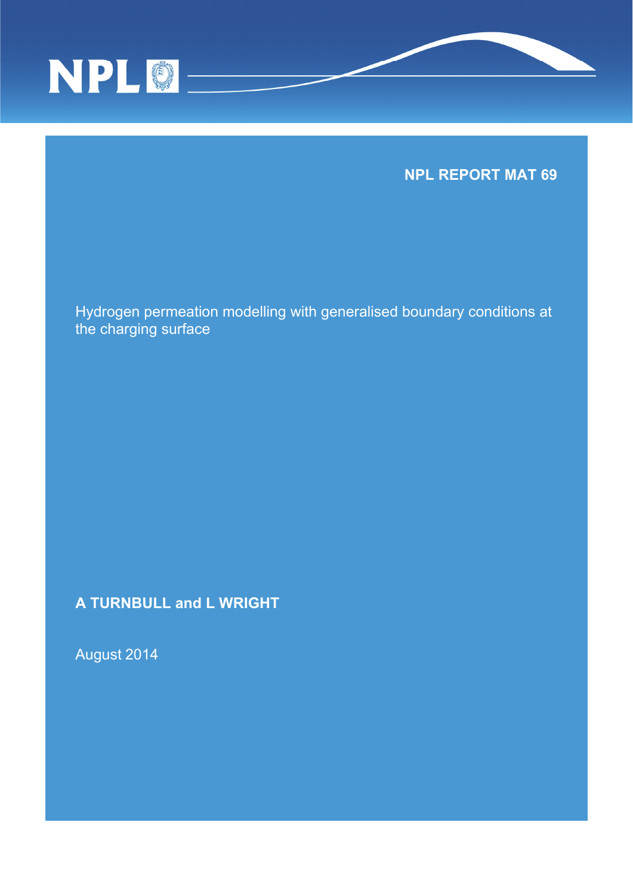NPL REPORT MAT 69

# Hydrogen permeation modelling with generalised boundary conditions at the charging surface

**A TURNBULL and L WRIGHT**

August 2014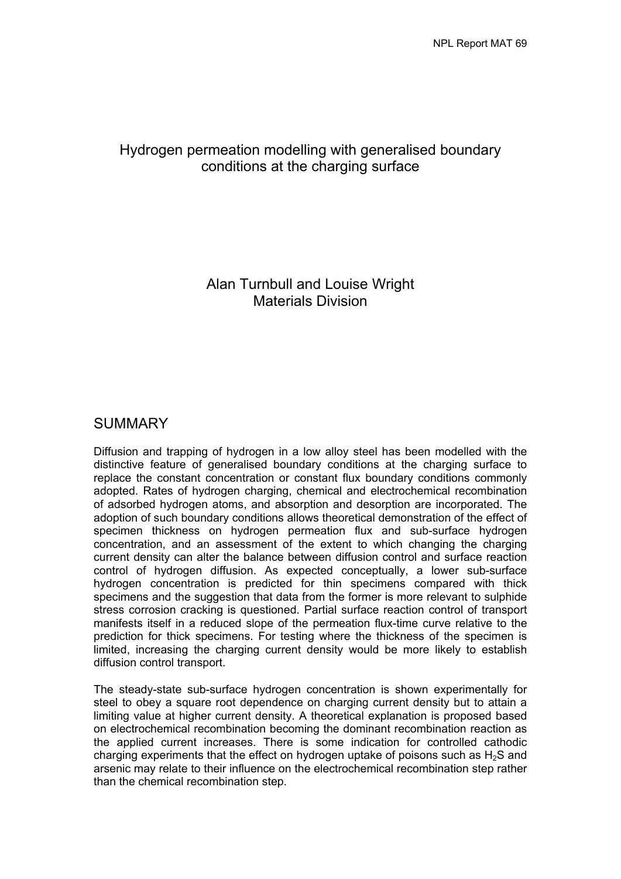# Hydrogen permeation modelling with generalised boundary conditions at the charging surface

Alan Turnbull and Louise Wright
Materials Division

## SUMMARY

Diffusion and trapping of hydrogen in a low alloy steel has been modelled with the distinctive feature of generalised boundary conditions at the charging surface to replace the constant concentration or constant flux boundary conditions commonly adopted. Rates of hydrogen charging, chemical and electrochemical recombination of adsorbed hydrogen atoms, and absorption and desorption are incorporated. The adoption of such boundary conditions allows theoretical demonstration of the effect of specimen thickness on hydrogen permeation flux and sub-surface hydrogen concentration, and an assessment of the extent to which changing the charging current density can alter the balance between diffusion control and surface reaction control of hydrogen diffusion. As expected conceptually, a lower sub-surface hydrogen concentration is predicted for thin specimens compared with thick specimens and the suggestion that data from the former is more relevant to sulphide stress corrosion cracking is questioned. Partial surface reaction control of transport manifests itself in a reduced slope of the permeation flux-time curve relative to the prediction for thick specimens. For testing where the thickness of the specimen is limited, increasing the charging current density would be more likely to establish diffusion control transport.

The steady-state sub-surface hydrogen concentration is shown experimentally for steel to obey a square root dependence on charging current density but to attain a limiting value at higher current density. A theoretical explanation is proposed based on electrochemical recombination becoming the dominant recombination reaction as the applied current increases. There is some indication for controlled cathodic charging experiments that the effect on hydrogen uptake of poisons such as $H_2S$ and arsenic may relate to their influence on the electrochemical recombination step rather than the chemical recombination step.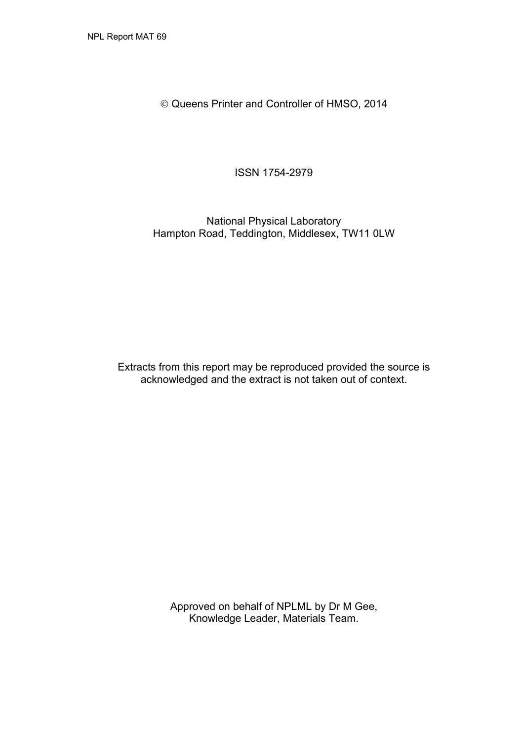© Queens Printer and Controller of HMSO, 2014

ISSN 1754-2979

National Physical Laboratory
Hampton Road, Teddington, Middlesex, TW11 0LW

Extracts from this report may be reproduced provided the source is acknowledged and the extract is not taken out of context.

Approved on behalf of NPLML by Dr M Gee,
Knowledge Leader, Materials Team.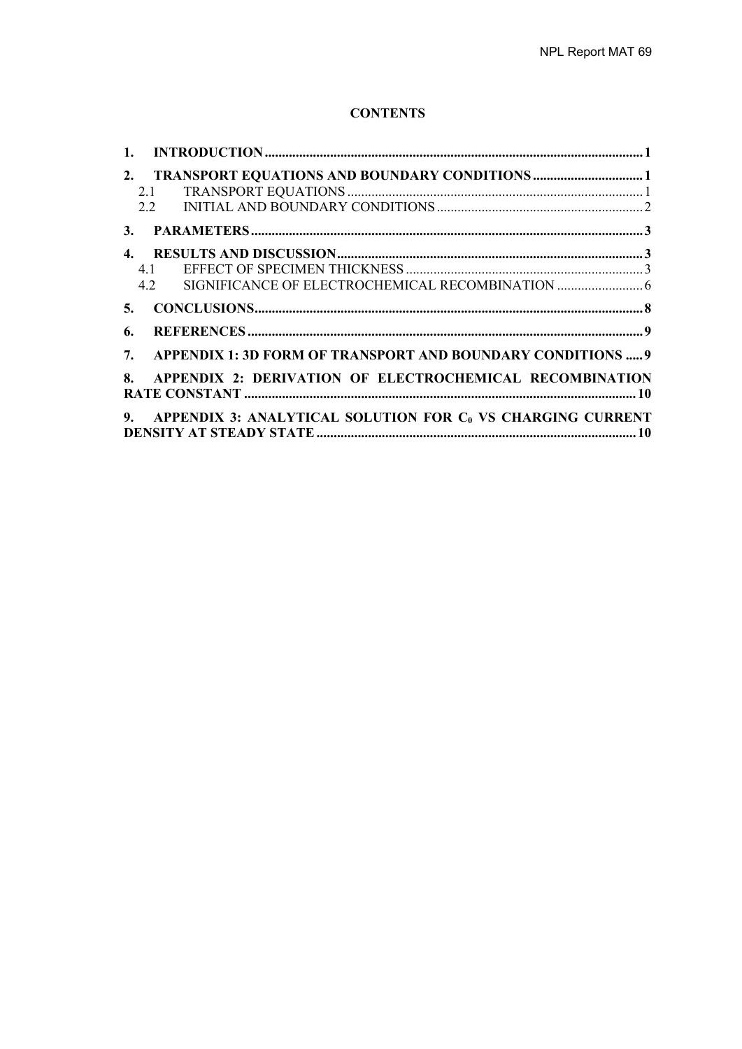**CONTENTS**

1. **INTRODUCTION** ..... 1
2. **TRANSPORT EQUATIONS AND BOUNDARY CONDITIONS** ..... 1
   - 2.1 TRANSPORT EQUATIONS ..... 1
   - 2.2 INITIAL AND BOUNDARY CONDITIONS ..... 2
3. **PARAMETERS** ..... 3
4. **RESULTS AND DISCUSSION** ..... 3
   - 4.1 EFFECT OF SPECIMEN THICKNESS ..... 3
   - 4.2 SIGNIFICANCE OF ELECTROCHEMICAL RECOMBINATION ..... 6
5. **CONCLUSIONS** ..... 8
6. **REFERENCES** ..... 9
7. **APPENDIX 1: 3D FORM OF TRANSPORT AND BOUNDARY CONDITIONS** ..... 9
8. **APPENDIX 2: DERIVATION OF ELECTROCHEMICAL RECOMBINATION RATE CONSTANT** ..... 10
9. **APPENDIX 3: ANALYTICAL SOLUTION FOR $C_0$ VS CHARGING CURRENT DENSITY AT STEADY STATE** ..... 10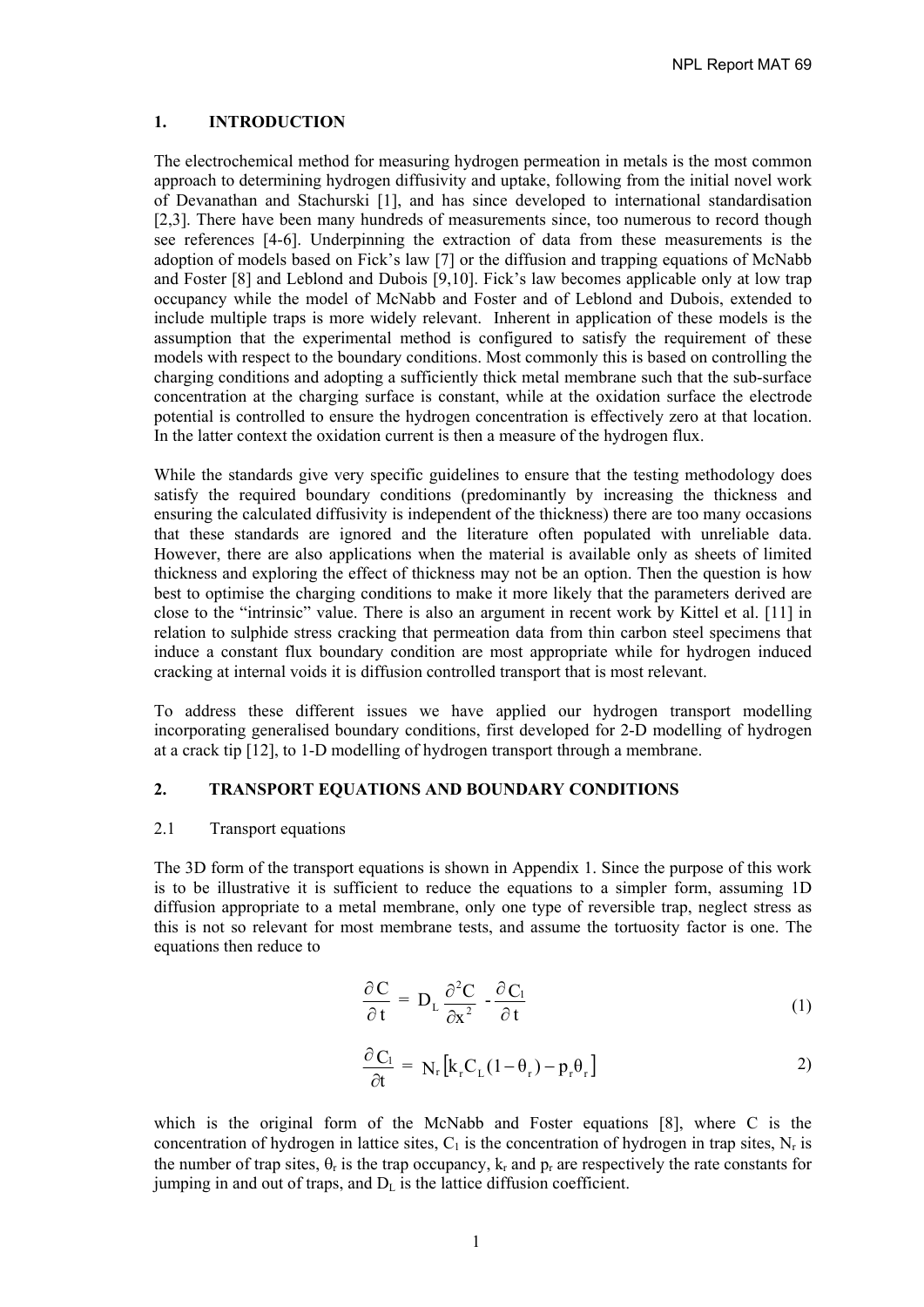## 1. INTRODUCTION

The electrochemical method for measuring hydrogen permeation in metals is the most common approach to determining hydrogen diffusivity and uptake, following from the initial novel work of Devanathan and Stachurski [1], and has since developed to international standardisation [2,3]. There have been many hundreds of measurements since, too numerous to record though see references [4-6]. Underpinning the extraction of data from these measurements is the adoption of models based on Fick's law [7] or the diffusion and trapping equations of McNabb and Foster [8] and Leblond and Dubois [9,10]. Fick's law becomes applicable only at low trap occupancy while the model of McNabb and Foster and of Leblond and Dubois, extended to include multiple traps is more widely relevant. Inherent in application of these models is the assumption that the experimental method is configured to satisfy the requirement of these models with respect to the boundary conditions. Most commonly this is based on controlling the charging conditions and adopting a sufficiently thick metal membrane such that the sub-surface concentration at the charging surface is constant, while at the oxidation surface the electrode potential is controlled to ensure the hydrogen concentration is effectively zero at that location. In the latter context the oxidation current is then a measure of the hydrogen flux.

While the standards give very specific guidelines to ensure that the testing methodology does satisfy the required boundary conditions (predominantly by increasing the thickness and ensuring the calculated diffusivity is independent of the thickness) there are too many occasions that these standards are ignored and the literature often populated with unreliable data. However, there are also applications when the material is available only as sheets of limited thickness and exploring the effect of thickness may not be an option. Then the question is how best to optimise the charging conditions to make it more likely that the parameters derived are close to the "intrinsic" value. There is also an argument in recent work by Kittel et al. [11] in relation to sulphide stress cracking that permeation data from thin carbon steel specimens that induce a constant flux boundary condition are most appropriate while for hydrogen induced cracking at internal voids it is diffusion controlled transport that is most relevant.

To address these different issues we have applied our hydrogen transport modelling incorporating generalised boundary conditions, first developed for 2-D modelling of hydrogen at a crack tip [12], to 1-D modelling of hydrogen transport through a membrane.

## 2. TRANSPORT EQUATIONS AND BOUNDARY CONDITIONS

### 2.1 Transport equations

The 3D form of the transport equations is shown in Appendix 1. Since the purpose of this work is to be illustrative it is sufficient to reduce the equations to a simpler form, assuming 1D diffusion appropriate to a metal membrane, only one type of reversible trap, neglect stress as this is not so relevant for most membrane tests, and assume the tortuosity factor is one. The equations then reduce to

$$\frac{\partial C}{\partial t} = D_L \frac{\partial^2 C}{\partial x^2} - \frac{\partial C_1}{\partial t} \tag{1}$$

$$\frac{\partial C_1}{\partial t} = N_r \left[ k_r C_L (1 - \theta_r) - p_r \theta_r \right] \tag{2}$$

which is the original form of the McNabb and Foster equations [8], where C is the concentration of hydrogen in lattice sites, $C_1$ is the concentration of hydrogen in trap sites, $N_r$ is the number of trap sites, $\theta_r$ is the trap occupancy, $k_r$ and $p_r$ are respectively the rate constants for jumping in and out of traps, and $D_L$ is the lattice diffusion coefficient.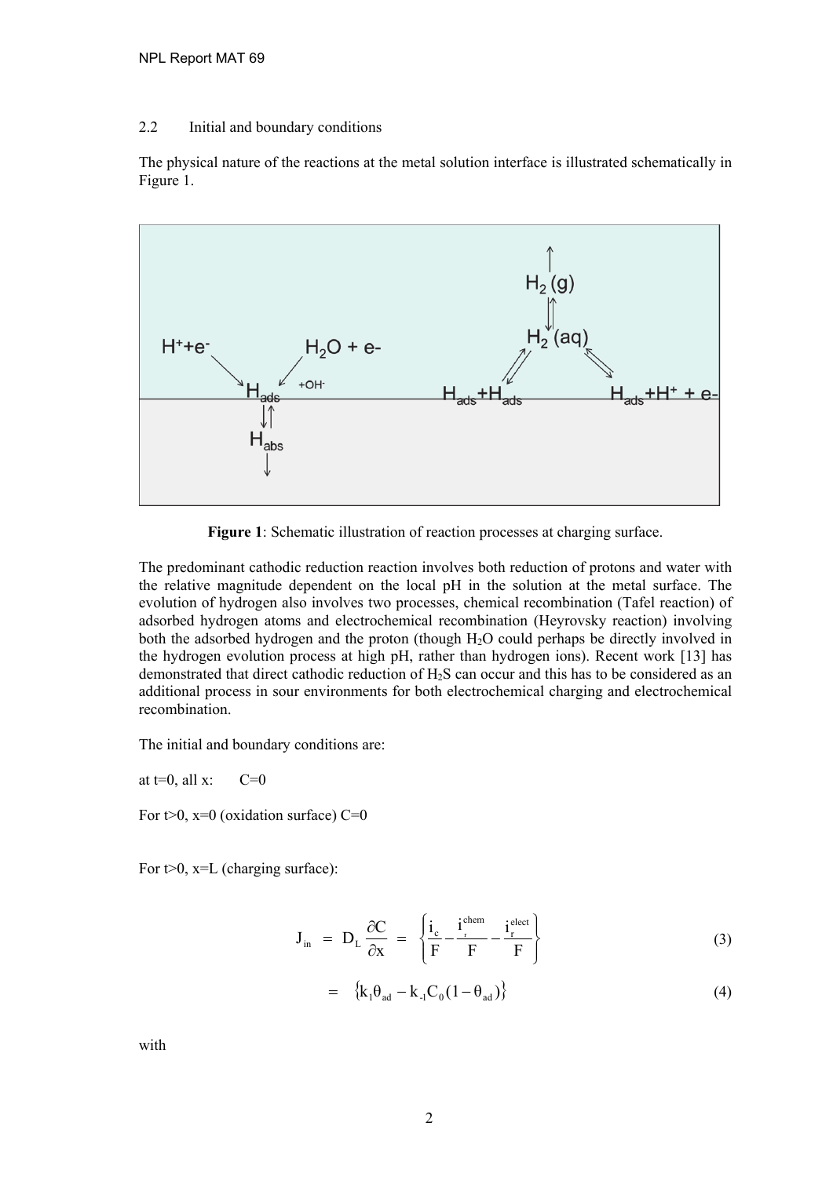## 2.2 Initial and boundary conditions

The physical nature of the reactions at the metal solution interface is illustrated schematically in Figure 1.

**Figure 1**: Schematic illustration of reaction processes at charging surface.

The predominant cathodic reduction reaction involves both reduction of protons and water with the relative magnitude dependent on the local pH in the solution at the metal surface. The evolution of hydrogen also involves two processes, chemical recombination (Tafel reaction) of adsorbed hydrogen atoms and electrochemical recombination (Heyrovsky reaction) involving both the adsorbed hydrogen and the proton (though $H_2O$ could perhaps be directly involved in the hydrogen evolution process at high pH, rather than hydrogen ions). Recent work [13] has demonstrated that direct cathodic reduction of $H_2S$ can occur and this has to be considered as an additional process in sour environments for both electrochemical charging and electrochemical recombination.

The initial and boundary conditions are:

at t=0, all x: C=0

For t>0, x=0 (oxidation surface) C=0

For t>0, x=L (charging surface):

$$J_{in} = D_L \frac{\partial C}{\partial x} = \left\{ \frac{i_c}{F} - \frac{i_r^{chem}}{F} - \frac{i_r^{elect}}{F} \right\} \tag{3}$$

$$= \left\{ k_1 \theta_{ad} - k_{-1} C_0 (1 - \theta_{ad}) \right\} \tag{4}$$

with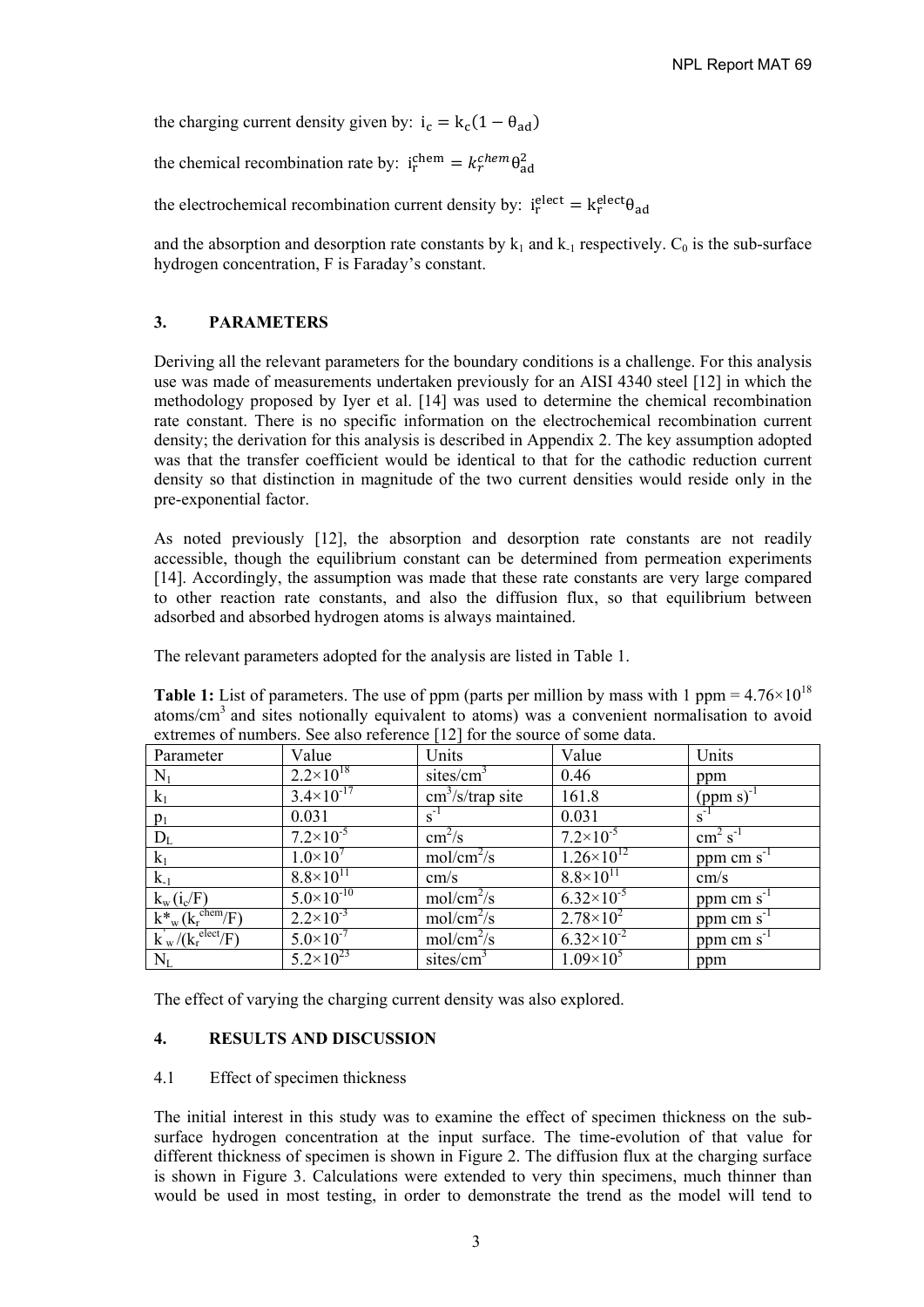the charging current density given by: $i_c = k_c(1 - \theta_{ad})$

the chemical recombination rate by: $i_r^{chem} = k_r^{chem}\theta_{ad}^2$

the electrochemical recombination current density by: $i_r^{elect} = k_r^{elect}\theta_{ad}$

and the absorption and desorption rate constants by $k_1$ and $k_{-1}$ respectively. $C_0$ is the sub-surface hydrogen concentration, F is Faraday's constant.

## 3. PARAMETERS

Deriving all the relevant parameters for the boundary conditions is a challenge. For this analysis use was made of measurements undertaken previously for an AISI 4340 steel [12] in which the methodology proposed by Iyer et al. [14] was used to determine the chemical recombination rate constant. There is no specific information on the electrochemical recombination current density; the derivation for this analysis is described in Appendix 2. The key assumption adopted was that the transfer coefficient would be identical to that for the cathodic reduction current density so that distinction in magnitude of the two current densities would reside only in the pre-exponential factor.

As noted previously [12], the absorption and desorption rate constants are not readily accessible, though the equilibrium constant can be determined from permeation experiments [14]. Accordingly, the assumption was made that these rate constants are very large compared to other reaction rate constants, and also the diffusion flux, so that equilibrium between adsorbed and absorbed hydrogen atoms is always maintained.

The relevant parameters adopted for the analysis are listed in Table 1.

**Table 1:** List of parameters. The use of ppm (parts per million by mass with 1 ppm = $4.76 \times 10^{18}$ atoms/cm$^3$ and sites notionally equivalent to atoms) was a convenient normalisation to avoid extremes of numbers. See also reference [12] for the source of some data.

| Parameter | Value | Units | Value | Units |
|---|---|---|---|---|
| $N_1$ | $2.2\times10^{18}$ | sites/cm$^3$ | 0.46 | ppm |
| $k_1$ | $3.4\times10^{-17}$ | cm$^3$/s/trap site | 161.8 | (ppm s)$^{-1}$ |
| $p_1$ | 0.031 | s$^{-1}$ | 0.031 | s$^{-1}$ |
| $D_L$ | $7.2\times10^{-5}$ | cm$^2$/s | $7.2\times10^{-5}$ | cm$^2$ s$^{-1}$ |
| $k_1$ | $1.0\times10^{7}$ | mol/cm$^2$/s | $1.26\times10^{12}$ | ppm cm s$^{-1}$ |
| $k_{-1}$ | $8.8\times10^{11}$ | cm/s | $8.8\times10^{11}$ | cm/s |
| $k_w$ ($i_c$/F) | $5.0\times10^{-10}$ | mol/cm$^2$/s | $6.32\times10^{-5}$ | ppm cm s$^{-1}$ |
| $k^*_w$ ($k_r^{chem}$/F) | $2.2\times10^{-3}$ | mol/cm$^2$/s | $2.78\times10^{2}$ | ppm cm s$^{-1}$ |
| $k^{'}_w$ /($k_r^{elect}$/F) | $5.0\times10^{-7}$ | mol/cm$^2$/s | $6.32\times10^{-2}$ | ppm cm s$^{-1}$ |
| $N_L$ | $5.2\times10^{23}$ | sites/cm$^3$ | $1.09\times10^{5}$ | ppm |

The effect of varying the charging current density was also explored.

## 4. RESULTS AND DISCUSSION

### 4.1 Effect of specimen thickness

The initial interest in this study was to examine the effect of specimen thickness on the sub-surface hydrogen concentration at the input surface. The time-evolution of that value for different thickness of specimen is shown in Figure 2. The diffusion flux at the charging surface is shown in Figure 3. Calculations were extended to very thin specimens, much thinner than would be used in most testing, in order to demonstrate the trend as the model will tend to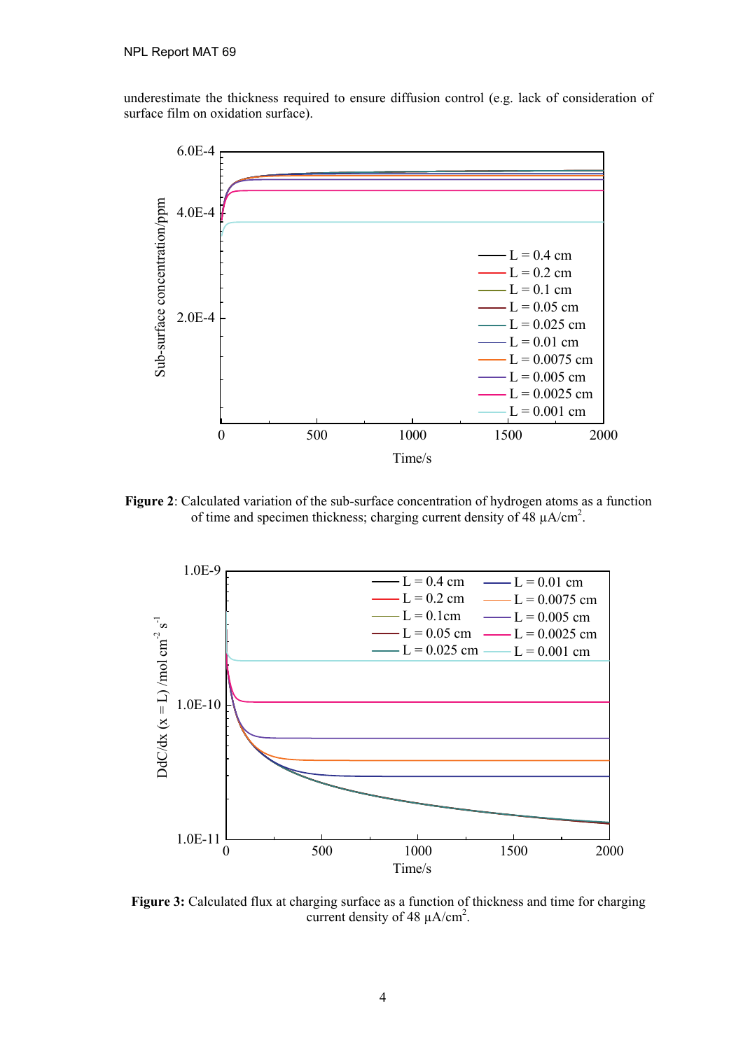underestimate the thickness required to ensure diffusion control (e.g. lack of consideration of surface film on oxidation surface).

**Figure 2**: Calculated variation of the sub-surface concentration of hydrogen atoms as a function of time and specimen thickness; charging current density of 48 μA/cm$^2$.

**Figure 3:** Calculated flux at charging surface as a function of thickness and time for charging current density of 48 μA/cm$^2$.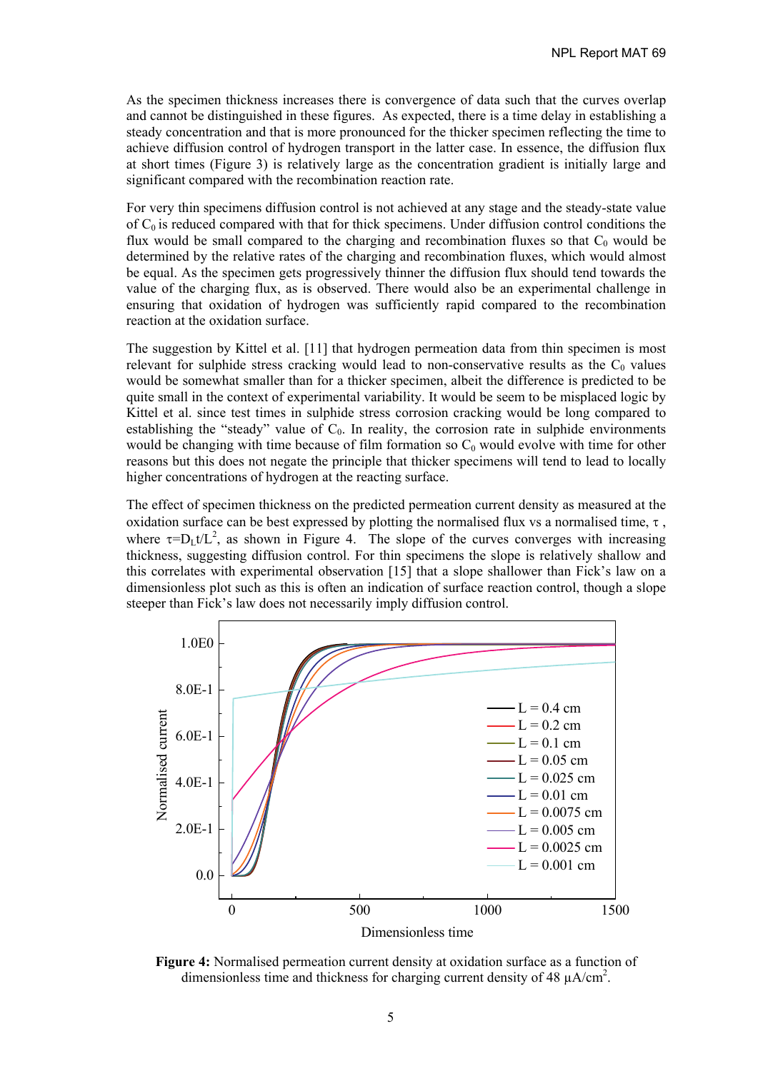As the specimen thickness increases there is convergence of data such that the curves overlap and cannot be distinguished in these figures. As expected, there is a time delay in establishing a steady concentration and that is more pronounced for the thicker specimen reflecting the time to achieve diffusion control of hydrogen transport in the latter case. In essence, the diffusion flux at short times (Figure 3) is relatively large as the concentration gradient is initially large and significant compared with the recombination reaction rate.

For very thin specimens diffusion control is not achieved at any stage and the steady-state value of $C_0$ is reduced compared with that for thick specimens. Under diffusion control conditions the flux would be small compared to the charging and recombination fluxes so that $C_0$ would be determined by the relative rates of the charging and recombination fluxes, which would almost be equal. As the specimen gets progressively thinner the diffusion flux should tend towards the value of the charging flux, as is observed. There would also be an experimental challenge in ensuring that oxidation of hydrogen was sufficiently rapid compared to the recombination reaction at the oxidation surface.

The suggestion by Kittel et al. [11] that hydrogen permeation data from thin specimen is most relevant for sulphide stress cracking would lead to non-conservative results as the $C_0$ values would be somewhat smaller than for a thicker specimen, albeit the difference is predicted to be quite small in the context of experimental variability. It would be seem to be misplaced logic by Kittel et al. since test times in sulphide stress corrosion cracking would be long compared to establishing the "steady" value of $C_0$. In reality, the corrosion rate in sulphide environments would be changing with time because of film formation so $C_0$ would evolve with time for other reasons but this does not negate the principle that thicker specimens will tend to lead to locally higher concentrations of hydrogen at the reacting surface.

The effect of specimen thickness on the predicted permeation current density as measured at the oxidation surface can be best expressed by plotting the normalised flux vs a normalised time, $\tau$, where $\tau = D_L t/L^2$, as shown in Figure 4. The slope of the curves converges with increasing thickness, suggesting diffusion control. For thin specimens the slope is relatively shallow and this correlates with experimental observation [15] that a slope shallower than Fick's law on a dimensionless plot such as this is often an indication of surface reaction control, though a slope steeper than Fick's law does not necessarily imply diffusion control.

**Figure 4:** Normalised permeation current density at oxidation surface as a function of dimensionless time and thickness for charging current density of 48 µA/cm$^2$.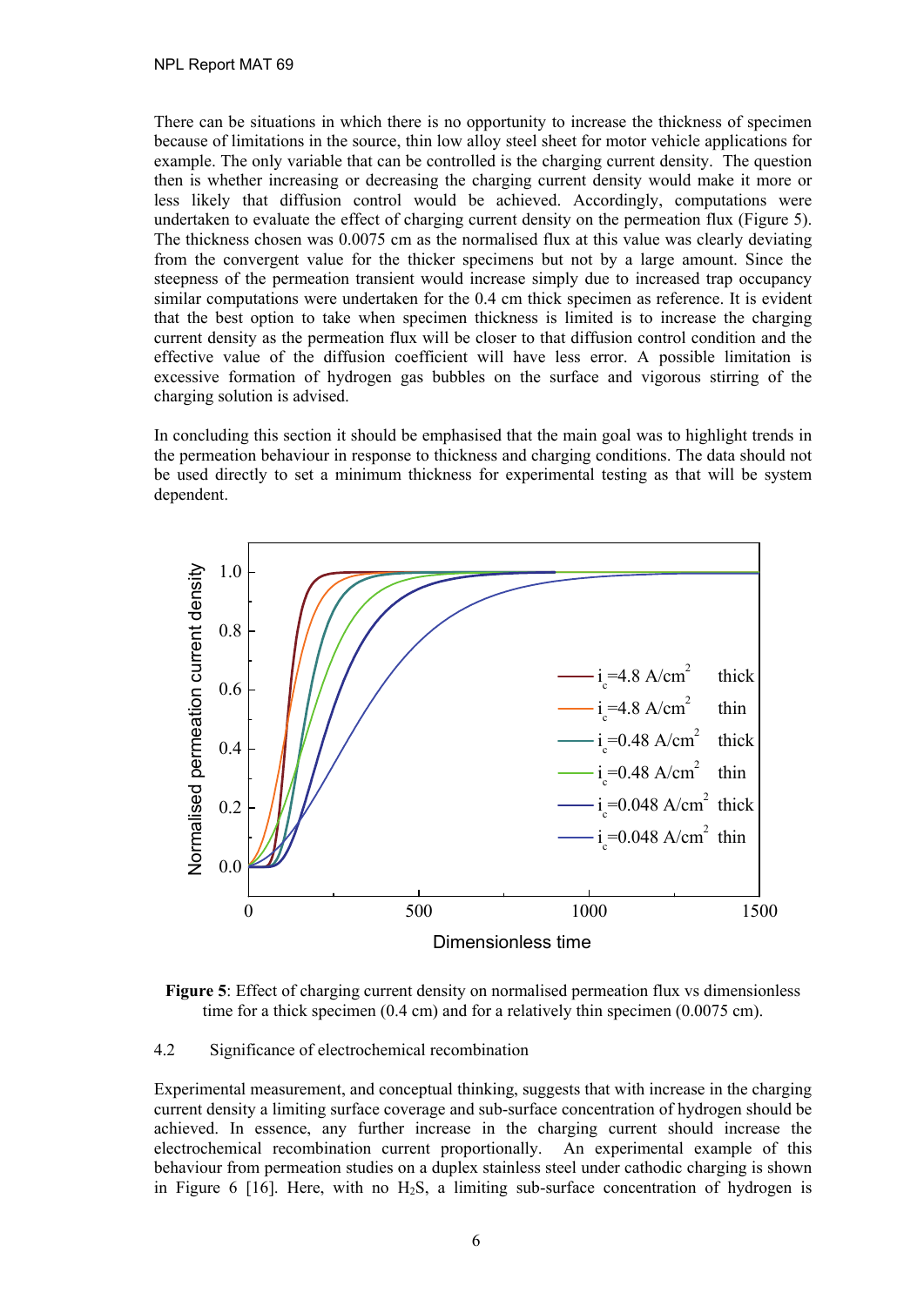There can be situations in which there is no opportunity to increase the thickness of specimen because of limitations in the source, thin low alloy steel sheet for motor vehicle applications for example. The only variable that can be controlled is the charging current density. The question then is whether increasing or decreasing the charging current density would make it more or less likely that diffusion control would be achieved. Accordingly, computations were undertaken to evaluate the effect of charging current density on the permeation flux (Figure 5). The thickness chosen was 0.0075 cm as the normalised flux at this value was clearly deviating from the convergent value for the thicker specimens but not by a large amount. Since the steepness of the permeation transient would increase simply due to increased trap occupancy similar computations were undertaken for the 0.4 cm thick specimen as reference. It is evident that the best option to take when specimen thickness is limited is to increase the charging current density as the permeation flux will be closer to that diffusion control condition and the effective value of the diffusion coefficient will have less error. A possible limitation is excessive formation of hydrogen gas bubbles on the surface and vigorous stirring of the charging solution is advised.

In concluding this section it should be emphasised that the main goal was to highlight trends in the permeation behaviour in response to thickness and charging conditions. The data should not be used directly to set a minimum thickness for experimental testing as that will be system dependent.

**Figure 5**: Effect of charging current density on normalised permeation flux vs dimensionless time for a thick specimen (0.4 cm) and for a relatively thin specimen (0.0075 cm).

### 4.2 Significance of electrochemical recombination

Experimental measurement, and conceptual thinking, suggests that with increase in the charging current density a limiting surface coverage and sub-surface concentration of hydrogen should be achieved. In essence, any further increase in the charging current should increase the electrochemical recombination current proportionally. An experimental example of this behaviour from permeation studies on a duplex stainless steel under cathodic charging is shown in Figure 6 [16]. Here, with no $H_2S$, a limiting sub-surface concentration of hydrogen is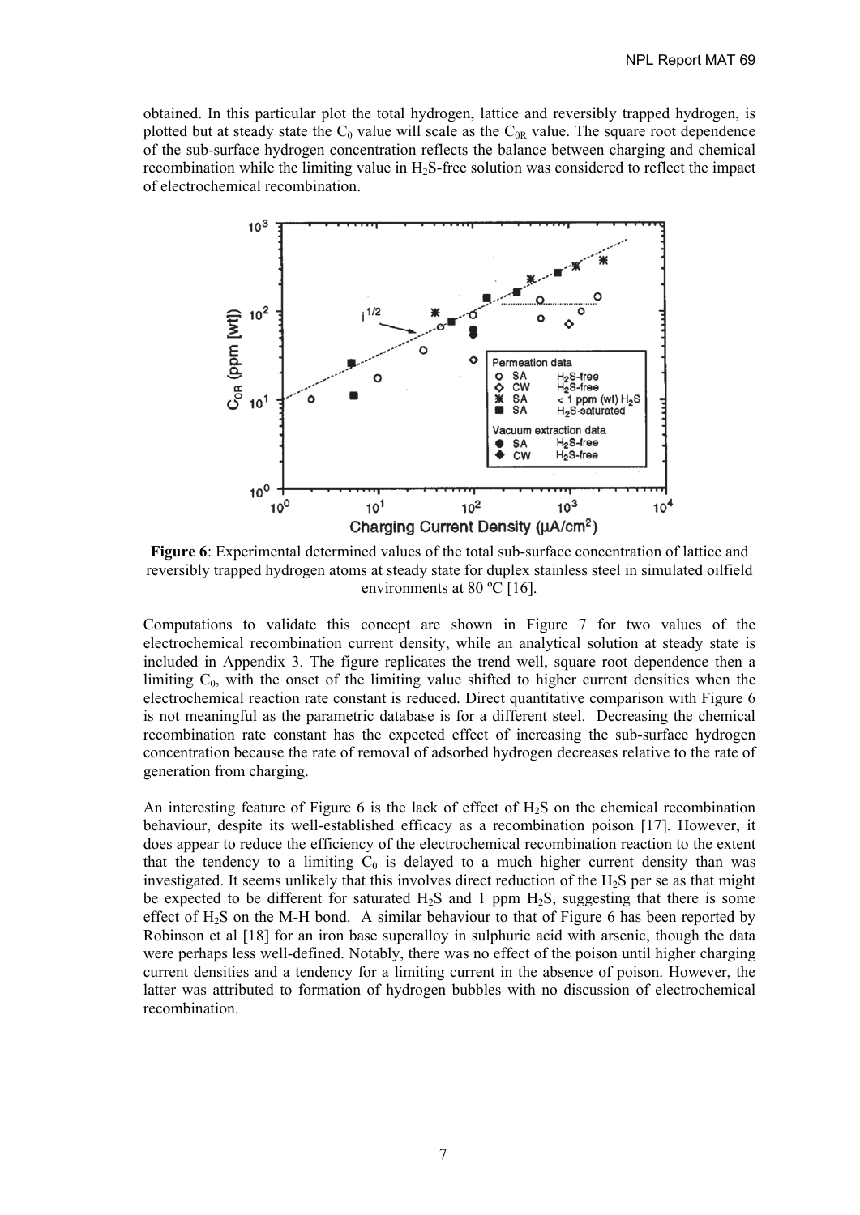obtained. In this particular plot the total hydrogen, lattice and reversibly trapped hydrogen, is plotted but at steady state the $C_0$ value will scale as the $C_{0R}$ value. The square root dependence of the sub-surface hydrogen concentration reflects the balance between charging and chemical recombination while the limiting value in $H_2S$-free solution was considered to reflect the impact of electrochemical recombination.

**Figure 6**: Experimental determined values of the total sub-surface concentration of lattice and reversibly trapped hydrogen atoms at steady state for duplex stainless steel in simulated oilfield environments at 80 ºC [16].

Computations to validate this concept are shown in Figure 7 for two values of the electrochemical recombination current density, while an analytical solution at steady state is included in Appendix 3. The figure replicates the trend well, square root dependence then a limiting $C_0$, with the onset of the limiting value shifted to higher current densities when the electrochemical reaction rate constant is reduced. Direct quantitative comparison with Figure 6 is not meaningful as the parametric database is for a different steel. Decreasing the chemical recombination rate constant has the expected effect of increasing the sub-surface hydrogen concentration because the rate of removal of adsorbed hydrogen decreases relative to the rate of generation from charging.

An interesting feature of Figure 6 is the lack of effect of $H_2S$ on the chemical recombination behaviour, despite its well-established efficacy as a recombination poison [17]. However, it does appear to reduce the efficiency of the electrochemical recombination reaction to the extent that the tendency to a limiting $C_0$ is delayed to a much higher current density than was investigated. It seems unlikely that this involves direct reduction of the $H_2S$ per se as that might be expected to be different for saturated $H_2S$ and 1 ppm $H_2S$, suggesting that there is some effect of $H_2S$ on the M-H bond. A similar behaviour to that of Figure 6 has been reported by Robinson et al [18] for an iron base superalloy in sulphuric acid with arsenic, though the data were perhaps less well-defined. Notably, there was no effect of the poison until higher charging current densities and a tendency for a limiting current in the absence of poison. However, the latter was attributed to formation of hydrogen bubbles with no discussion of electrochemical recombination.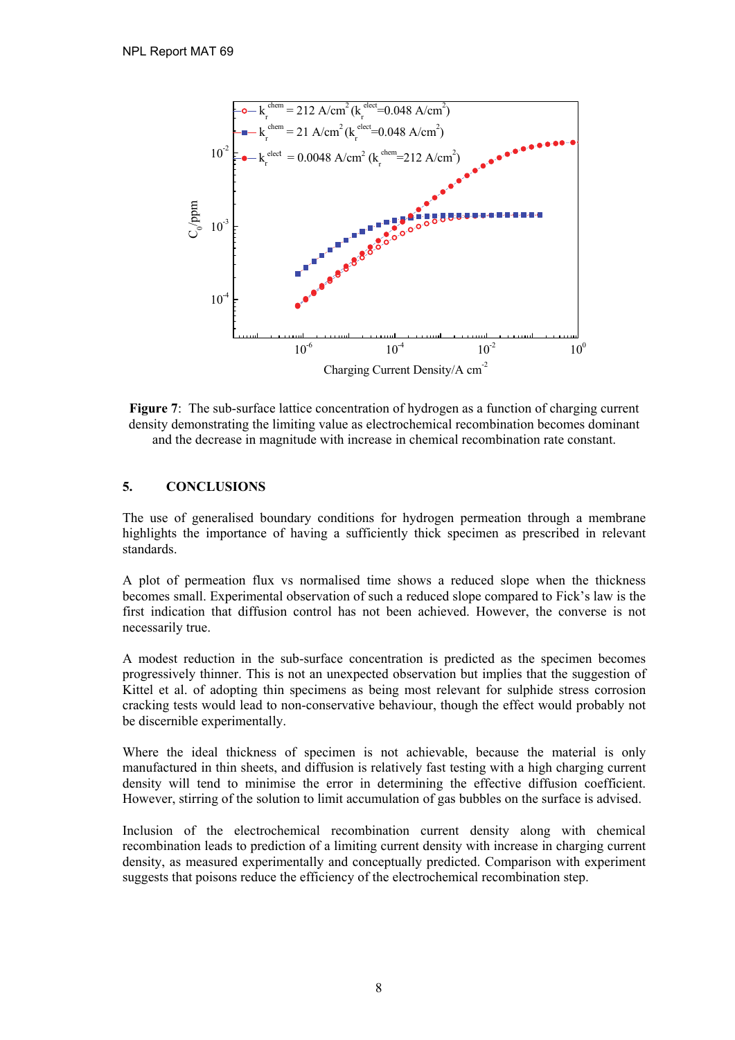**Figure 7**: The sub-surface lattice concentration of hydrogen as a function of charging current density demonstrating the limiting value as electrochemical recombination becomes dominant and the decrease in magnitude with increase in chemical recombination rate constant.

## 5. CONCLUSIONS

The use of generalised boundary conditions for hydrogen permeation through a membrane highlights the importance of having a sufficiently thick specimen as prescribed in relevant standards.

A plot of permeation flux vs normalised time shows a reduced slope when the thickness becomes small. Experimental observation of such a reduced slope compared to Fick's law is the first indication that diffusion control has not been achieved. However, the converse is not necessarily true.

A modest reduction in the sub-surface concentration is predicted as the specimen becomes progressively thinner. This is not an unexpected observation but implies that the suggestion of Kittel et al. of adopting thin specimens as being most relevant for sulphide stress corrosion cracking tests would lead to non-conservative behaviour, though the effect would probably not be discernible experimentally.

Where the ideal thickness of specimen is not achievable, because the material is only manufactured in thin sheets, and diffusion is relatively fast testing with a high charging current density will tend to minimise the error in determining the effective diffusion coefficient. However, stirring of the solution to limit accumulation of gas bubbles on the surface is advised.

Inclusion of the electrochemical recombination current density along with chemical recombination leads to prediction of a limiting current density with increase in charging current density, as measured experimentally and conceptually predicted. Comparison with experiment suggests that poisons reduce the efficiency of the electrochemical recombination step.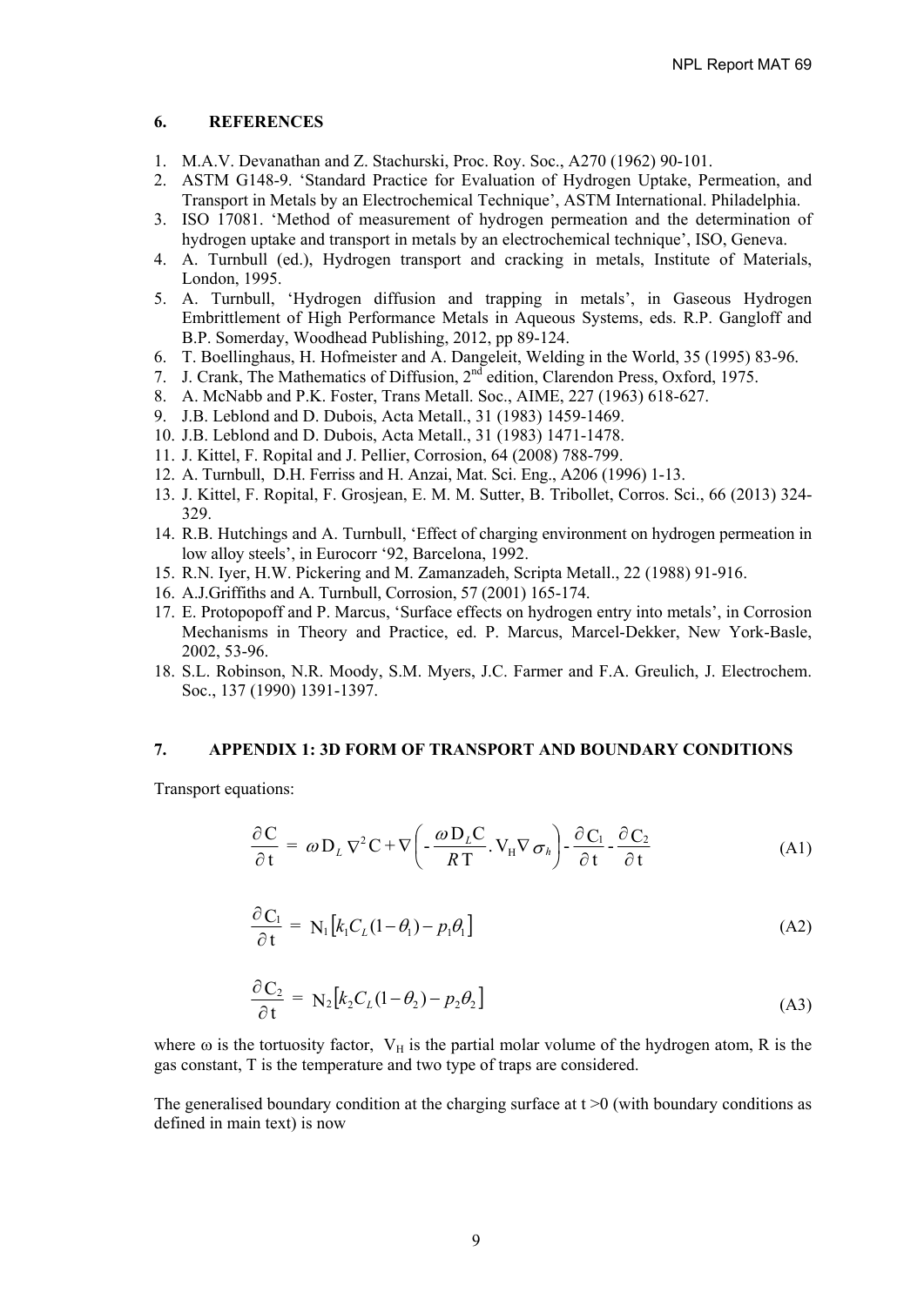## 6. REFERENCES

1. M.A.V. Devanathan and Z. Stachurski, Proc. Roy. Soc., A270 (1962) 90-101.
2. ASTM G148-9. 'Standard Practice for Evaluation of Hydrogen Uptake, Permeation, and Transport in Metals by an Electrochemical Technique', ASTM International. Philadelphia.
3. ISO 17081. 'Method of measurement of hydrogen permeation and the determination of hydrogen uptake and transport in metals by an electrochemical technique', ISO, Geneva.
4. A. Turnbull (ed.), Hydrogen transport and cracking in metals, Institute of Materials, London, 1995.
5. A. Turnbull, 'Hydrogen diffusion and trapping in metals', in Gaseous Hydrogen Embrittlement of High Performance Metals in Aqueous Systems, eds. R.P. Gangloff and B.P. Somerday, Woodhead Publishing, 2012, pp 89-124.
6. T. Boellinghaus, H. Hofmeister and A. Dangeleit, Welding in the World, 35 (1995) 83-96.
7. J. Crank, The Mathematics of Diffusion, 2nd edition, Clarendon Press, Oxford, 1975.
8. A. McNabb and P.K. Foster, Trans Metall. Soc., AIME, 227 (1963) 618-627.
9. J.B. Leblond and D. Dubois, Acta Metall., 31 (1983) 1459-1469.
10. J.B. Leblond and D. Dubois, Acta Metall., 31 (1983) 1471-1478.
11. J. Kittel, F. Ropital and J. Pellier, Corrosion, 64 (2008) 788-799.
12. A. Turnbull, D.H. Ferriss and H. Anzai, Mat. Sci. Eng., A206 (1996) 1-13.
13. J. Kittel, F. Ropital, F. Grosjean, E. M. M. Sutter, B. Tribollet, Corros. Sci., 66 (2013) 324-329.
14. R.B. Hutchings and A. Turnbull, 'Effect of charging environment on hydrogen permeation in low alloy steels', in Eurocorr '92, Barcelona, 1992.
15. R.N. Iyer, H.W. Pickering and M. Zamanzadeh, Scripta Metall., 22 (1988) 91-916.
16. A.J.Griffiths and A. Turnbull, Corrosion, 57 (2001) 165-174.
17. E. Protopopoff and P. Marcus, 'Surface effects on hydrogen entry into metals', in Corrosion Mechanisms in Theory and Practice, ed. P. Marcus, Marcel-Dekker, New York-Basle, 2002, 53-96.
18. S.L. Robinson, N.R. Moody, S.M. Myers, J.C. Farmer and F.A. Greulich, J. Electrochem. Soc., 137 (1990) 1391-1397.

## 7. APPENDIX 1: 3D FORM OF TRANSPORT AND BOUNDARY CONDITIONS

Transport equations:

$$\frac{\partial \mathrm{C}}{\partial \mathrm{t}} = \omega \mathrm{D}_L \nabla^2 \mathrm{C} + \nabla\left( - \frac{\omega \mathrm{D}_L \mathrm{C}}{R\mathrm{T}} . \mathrm{V}_\mathrm{H} \nabla \sigma_h \right) - \frac{\partial \mathrm{C}_1}{\partial \mathrm{t}} - \frac{\partial \mathrm{C}_2}{\partial \mathrm{t}} \tag{A1}$$

$$\frac{\partial \mathrm{C}_1}{\partial \mathrm{t}} = \mathrm{N}_1\left[k_1 C_L (1-\theta_1) - p_1\theta_1\right] \tag{A2}$$

$$\frac{\partial \mathrm{C}_2}{\partial \mathrm{t}} = \mathrm{N}_2\left[k_2 C_L (1-\theta_2) - p_2\theta_2\right] \tag{A3}$$

where ω is the tortuosity factor, $V_H$ is the partial molar volume of the hydrogen atom, R is the gas constant, T is the temperature and two type of traps are considered.

The generalised boundary condition at the charging surface at t >0 (with boundary conditions as defined in main text) is now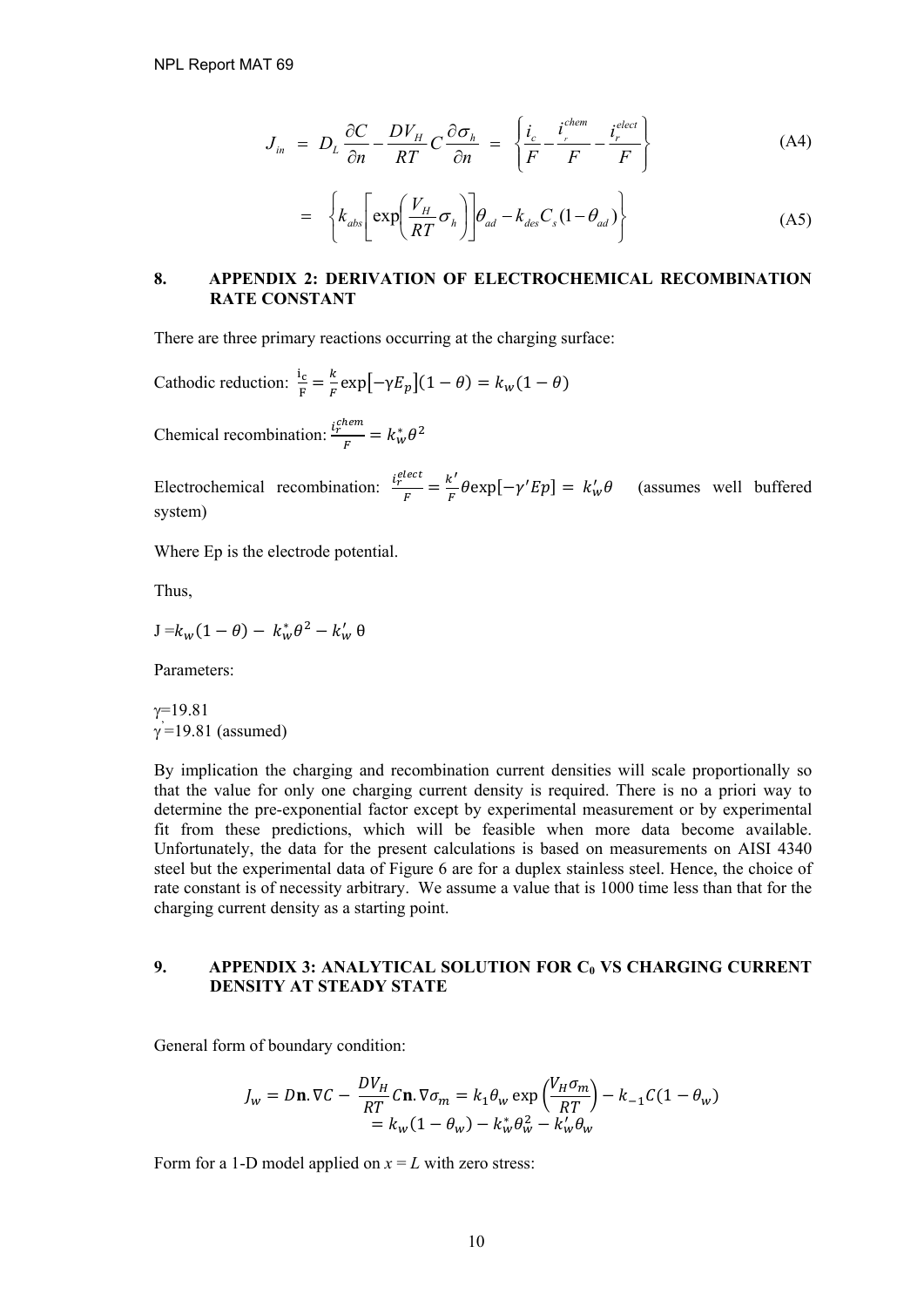$$J_{in} = D_L \frac{\partial C}{\partial n} - \frac{DV_H}{RT} C \frac{\partial \sigma_h}{\partial n} = \left\{ \frac{i_c}{F} - \frac{i_r^{chem}}{F} - \frac{i_r^{elect}}{F} \right\} \tag{A4}$$

$$= \left\{ k_{abs} \left[ \exp\left( \frac{V_H}{RT} \sigma_h \right) \right] \theta_{ad} - k_{des} C_s (1 - \theta_{ad}) \right\} \tag{A5}$$

## 8. APPENDIX 2: DERIVATION OF ELECTROCHEMICAL RECOMBINATION RATE CONSTANT

There are three primary reactions occurring at the charging surface:

Cathodic reduction: $\frac{i_c}{F} = \frac{k}{F} \exp[-\gamma E_p](1 - \theta) = k_w(1 - \theta)$

Chemical recombination: $\frac{i_r^{chem}}{F} = k_w^* \theta^2$

Electrochemical recombination: $\frac{i_r^{elect}}{F} = \frac{k'}{F} \theta \exp[-\gamma' Ep] = k_w' \theta$ (assumes well buffered system)

Where Ep is the electrode potential.

Thus,

$J = k_w(1 - \theta) - k_w^* \theta^2 - k_w' \theta$

Parameters:

$\gamma$=19.81
$\gamma'$=19.81 (assumed)

By implication the charging and recombination current densities will scale proportionally so that the value for only one charging current density is required. There is no a priori way to determine the pre-exponential factor except by experimental measurement or by experimental fit from these predictions, which will be feasible when more data become available. Unfortunately, the data for the present calculations is based on measurements on AISI 4340 steel but the experimental data of Figure 6 are for a duplex stainless steel. Hence, the choice of rate constant is of necessity arbitrary. We assume a value that is 1000 time less than that for the charging current density as a starting point.

## 9. APPENDIX 3: ANALYTICAL SOLUTION FOR $C_0$ VS CHARGING CURRENT DENSITY AT STEADY STATE

General form of boundary condition:

$$J_w = D\mathbf{n}.\nabla C - \frac{DV_H}{RT} C\mathbf{n}.\nabla \sigma_m = k_1 \theta_w \exp\left(\frac{V_H \sigma_m}{RT}\right) - k_{-1} C(1 - \theta_w)$$
$$= k_w(1 - \theta_w) - k_w^* \theta_w^2 - k_w' \theta_w$$

Form for a 1-D model applied on $x = L$ with zero stress: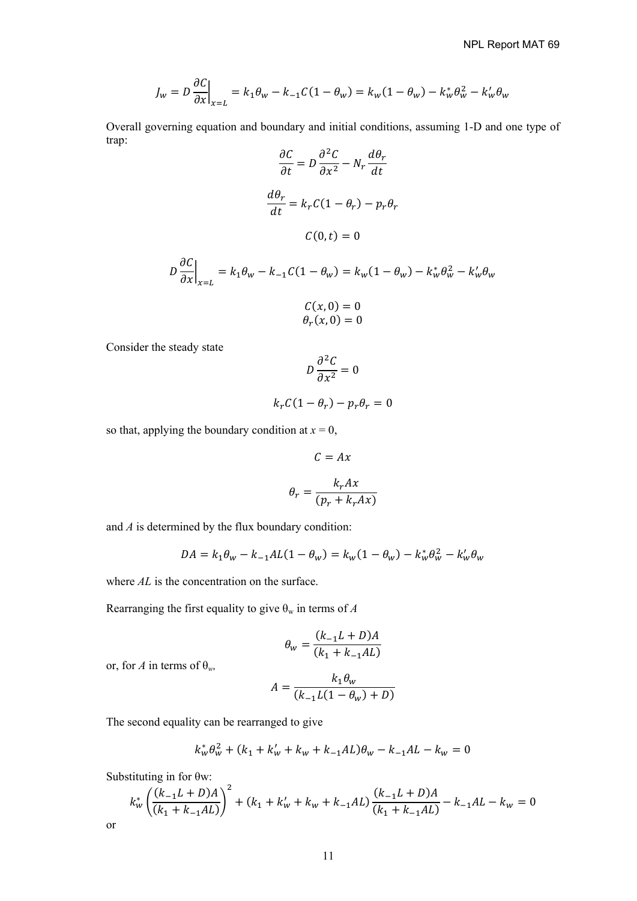$$J_w = D\frac{\partial C}{\partial x}\bigg|_{x=L} = k_1\theta_w - k_{-1}C(1-\theta_w) = k_w(1-\theta_w) - k_w^*\theta_w^2 - k_w'\theta_w$$

Overall governing equation and boundary and initial conditions, assuming 1-D and one type of trap:

$$\frac{\partial C}{\partial t} = D\frac{\partial^2 C}{\partial x^2} - N_r\frac{d\theta_r}{dt}$$

$$\frac{d\theta_r}{dt} = k_r C(1-\theta_r) - p_r\theta_r$$

$$C(0,t) = 0$$

$$D\frac{\partial C}{\partial x}\bigg|_{x=L} = k_1\theta_w - k_{-1}C(1-\theta_w) = k_w(1-\theta_w) - k_w^*\theta_w^2 - k_w'\theta_w$$

$$C(x,0) = 0$$
$$\theta_r(x,0) = 0$$

Consider the steady state

$$D\frac{\partial^2 C}{\partial x^2} = 0$$

$$k_r C(1-\theta_r) - p_r\theta_r = 0$$

so that, applying the boundary condition at $x = 0$,

$$C = Ax$$

$$\theta_r = \frac{k_r Ax}{(p_r + k_r Ax)}$$

and $A$ is determined by the flux boundary condition:

$$DA = k_1\theta_w - k_{-1}AL(1-\theta_w) = k_w(1-\theta_w) - k_w^*\theta_w^2 - k_w'\theta_w$$

where $AL$ is the concentration on the surface.

Rearranging the first equality to give $\theta_w$ in terms of $A$

$$\theta_w = \frac{(k_{-1}L + D)A}{(k_1 + k_{-1}AL)}$$

or, for $A$ in terms of $\theta_w$,

$$A = \frac{k_1\theta_w}{(k_{-1}L(1-\theta_w) + D)}$$

The second equality can be rearranged to give

$$k_w^*\theta_w^2 + (k_1 + k_w' + k_w + k_{-1}AL)\theta_w - k_{-1}AL - k_w = 0$$

Substituting in for $\theta_w$:

$$k_w^*\left(\frac{(k_{-1}L + D)A}{(k_1 + k_{-1}AL)}\right)^2 + (k_1 + k_w' + k_w + k_{-1}AL)\frac{(k_{-1}L + D)A}{(k_1 + k_{-1}AL)} - k_{-1}AL - k_w = 0$$

or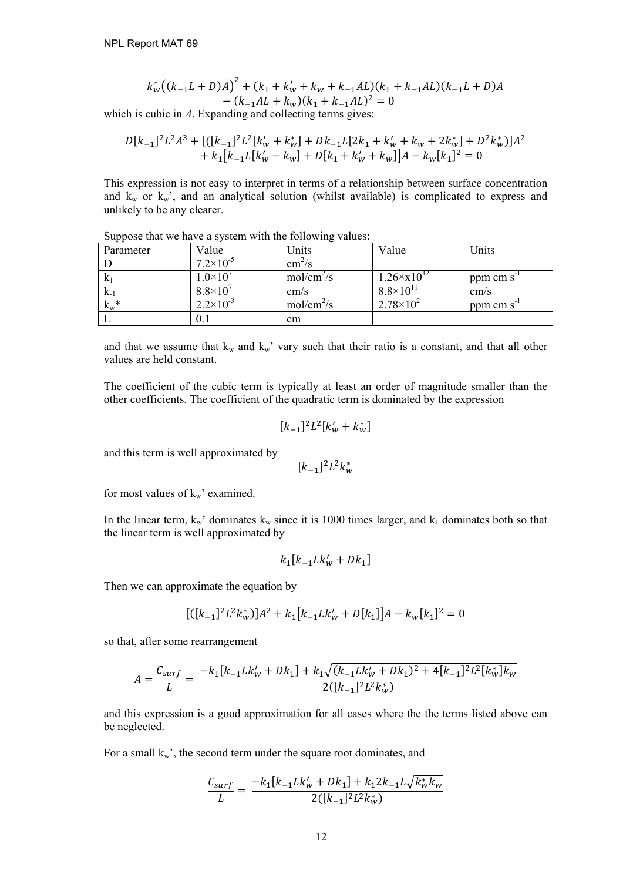$$k_w^*\big((k_{-1}L + D)A\big)^2 + (k_1 + k_w' + k_w + k_{-1}AL)(k_1 + k_{-1}AL)(k_{-1}L + D)A - (k_{-1}AL + k_w)(k_1 + k_{-1}AL)^2 = 0$$

which is cubic in *A*. Expanding and collecting terms gives:

$$D[k_{-1}]^2L^2A^3 + [([k_{-1}]^2L^2[k_w' + k_w^*] + Dk_{-1}L[2k_1 + k_w' + k_w + 2k_w^*] + D^2k_w^*)]A^2 + k_1\big[k_{-1}L[k_w' - k_w] + D[k_1 + k_w' + k_w]\big]A - k_w[k_1]^2 = 0$$

This expression is not easy to interpret in terms of a relationship between surface concentration and $k_w$ or $k_w$', and an analytical solution (whilst available) is complicated to express and unlikely to be any clearer.

Suppose that we have a system with the following values:

| Parameter | Value | Units | Value | Units |
|---|---|---|---|---|
| D | $7.2\times10^{-5}$ | $cm^2/s$ | | |
| $k_1$ | $1.0\times10^{7}$ | $mol/cm^2/s$ | $1.26\times x10^{12}$ | ppm cm $s^{-1}$ |
| $k_{-1}$ | $8.8\times10^{7}$ | cm/s | $8.8\times10^{11}$ | cm/s |
| $k_w$* | $2.2\times10^{-3}$ | $mol/cm^2/s$ | $2.78\times10^{2}$ | ppm cm $s^{-1}$ |
| L | 0.1 | cm | | |

and that we assume that $k_w$ and $k_w$' vary such that their ratio is a constant, and that all other values are held constant.

The coefficient of the cubic term is typically at least an order of magnitude smaller than the other coefficients. The coefficient of the quadratic term is dominated by the expression

$$[k_{-1}]^2L^2[k_w' + k_w^*]$$

and this term is well approximated by

$$[k_{-1}]^2L^2k_w^*$$

for most values of $k_w$' examined.

In the linear term, $k_w$' dominates $k_w$ since it is 1000 times larger, and $k_1$ dominates both so that the linear term is well approximated by

$$k_1[k_{-1}Lk_w' + Dk_1]$$

Then we can approximate the equation by

$$[([k_{-1}]^2L^2k_w^*)]A^2 + k_1\big[k_{-1}Lk_w' + D[k_1]\big]A - k_w[k_1]^2 = 0$$

so that, after some rearrangement

$$A = \frac{C_{surf}}{L} = \frac{-k_1[k_{-1}Lk_w' + Dk_1] + k_1\sqrt{(k_{-1}Lk_w' + Dk_1)^2 + 4[k_{-1}]^2L^2[k_w^*]k_w}}{2([k_{-1}]^2L^2k_w^*)}$$

and this expression is a good approximation for all cases where the the terms listed above can be neglected.

For a small $k_w$', the second term under the square root dominates, and

$$\frac{C_{surf}}{L} = \frac{-k_1[k_{-1}Lk_w' + Dk_1] + k_1 2k_{-1}L\sqrt{k_w^*k_w}}{2([k_{-1}]^2L^2k_w^*)}$$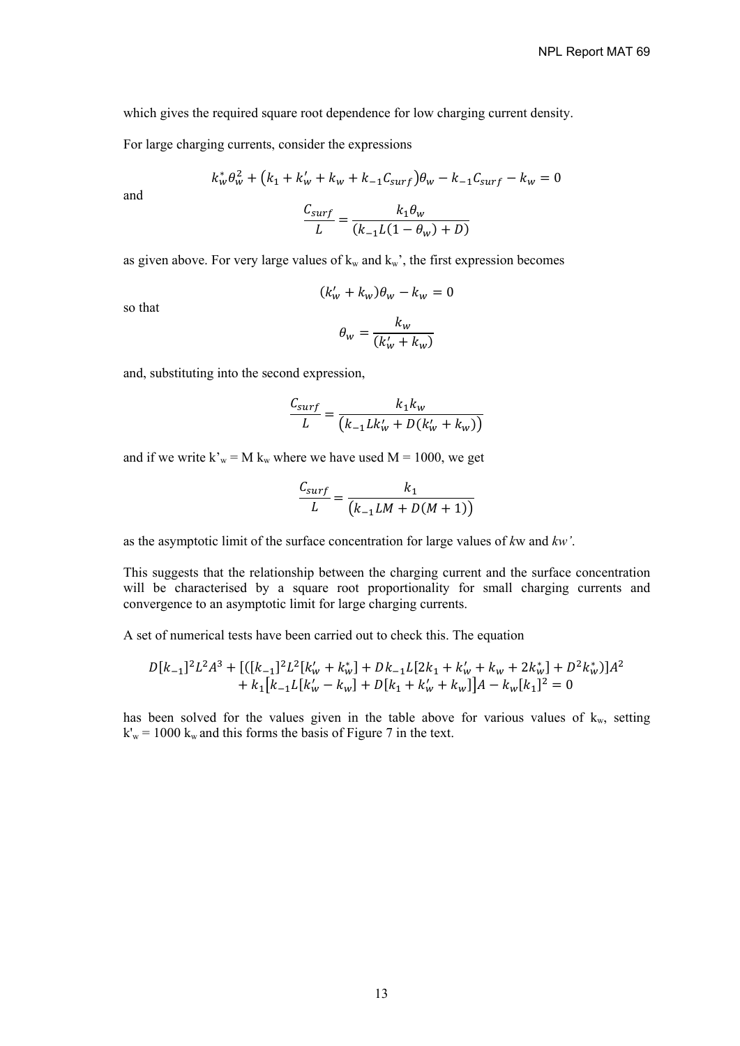which gives the required square root dependence for low charging current density.

For large charging currents, consider the expressions

$$k_w^* \theta_w^2 + \left(k_1 + k_w' + k_w + k_{-1} C_{surf}\right)\theta_w - k_{-1} C_{surf} - k_w = 0$$

and

$$\frac{C_{surf}}{L} = \frac{k_1 \theta_w}{(k_{-1} L (1 - \theta_w) + D)}$$

as given above. For very large values of $k_w$ and $k_w$', the first expression becomes

$$(k_w' + k_w)\theta_w - k_w = 0$$

so that

$$\theta_w = \frac{k_w}{(k_w' + k_w)}$$

and, substituting into the second expression,

$$\frac{C_{surf}}{L} = \frac{k_1 k_w}{\left(k_{-1} L k_w' + D(k_w' + k_w)\right)}$$

and if we write $k'_w = M\, k_w$ where we have used $M = 1000$, we get

$$\frac{C_{surf}}{L} = \frac{k_1}{\left(k_{-1} L M + D(M + 1)\right)}$$

as the asymptotic limit of the surface concentration for large values of *k*w and *kw'*.

This suggests that the relationship between the charging current and the surface concentration will be characterised by a square root proportionality for small charging currents and convergence to an asymptotic limit for large charging currents.

A set of numerical tests have been carried out to check this. The equation

$$D[k_{-1}]^2 L^2 A^3 + [([k_{-1}]^2 L^2 [k_w' + k_w^*] + D k_{-1} L [2k_1 + k_w' + k_w + 2k_w^*] + D^2 k_w^*)] A^2 + k_1 \left[k_{-1} L [k_w' - k_w] + D[k_1 + k_w' + k_w]\right] A - k_w [k_1]^2 = 0$$

has been solved for the values given in the table above for various values of $k_w$, setting $k'_w = 1000\, k_w$ and this forms the basis of Figure 7 in the text.